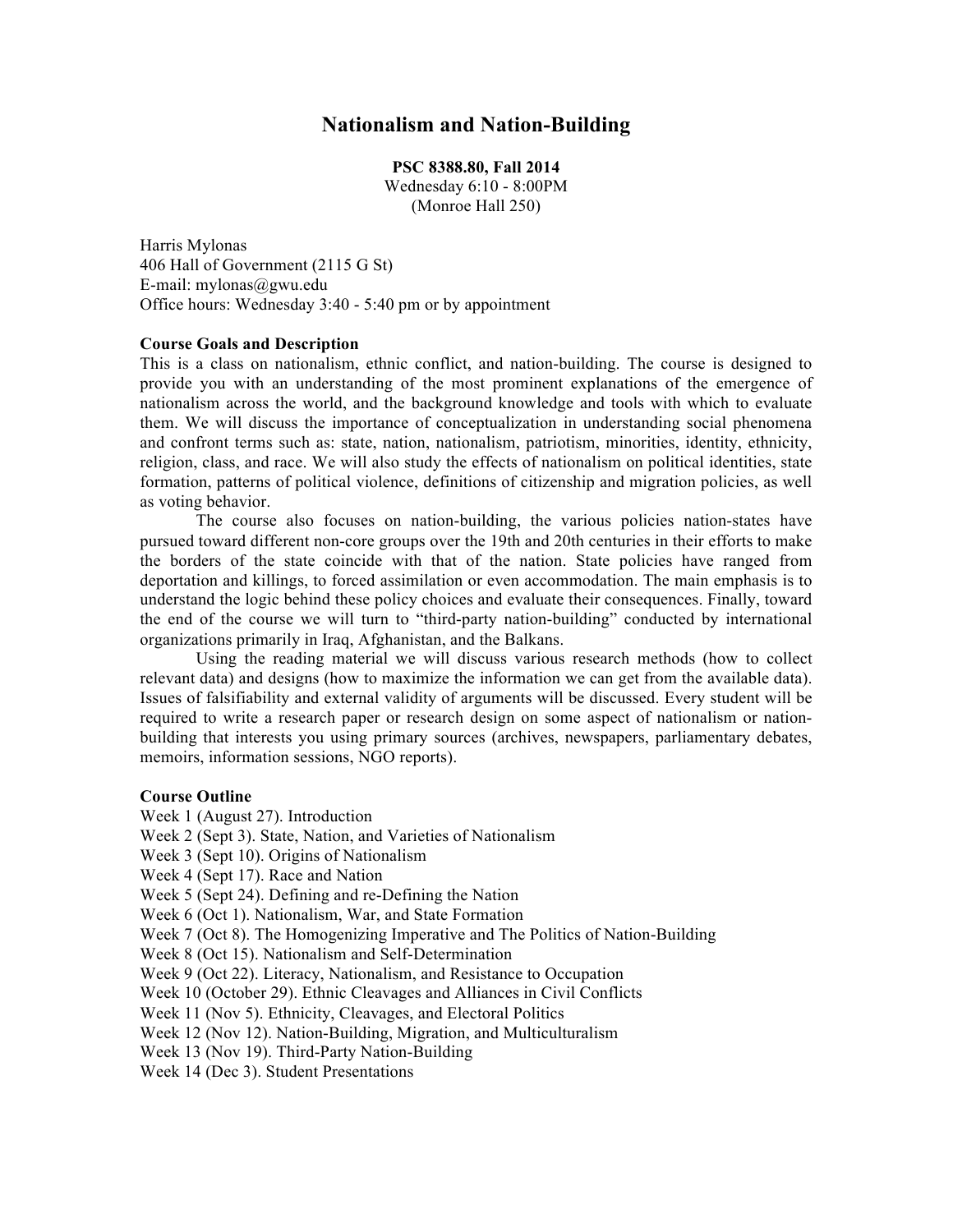# Nationalism and Nation-Building

**PSC 8388.80, Fall 2014**
Wednesday 6:10 - 8:00PM
(Monroe Hall 250)

Harris Mylonas
406 Hall of Government (2115 G St)
E-mail: mylonas@gwu.edu
Office hours: Wednesday 3:40 - 5:40 pm or by appointment

**Course Goals and Description**

This is a class on nationalism, ethnic conflict, and nation-building. The course is designed to provide you with an understanding of the most prominent explanations of the emergence of nationalism across the world, and the background knowledge and tools with which to evaluate them. We will discuss the importance of conceptualization in understanding social phenomena and confront terms such as: state, nation, nationalism, patriotism, minorities, identity, ethnicity, religion, class, and race. We will also study the effects of nationalism on political identities, state formation, patterns of political violence, definitions of citizenship and migration policies, as well as voting behavior.

The course also focuses on nation-building, the various policies nation-states have pursued toward different non-core groups over the 19th and 20th centuries in their efforts to make the borders of the state coincide with that of the nation. State policies have ranged from deportation and killings, to forced assimilation or even accommodation. The main emphasis is to understand the logic behind these policy choices and evaluate their consequences. Finally, toward the end of the course we will turn to "third-party nation-building" conducted by international organizations primarily in Iraq, Afghanistan, and the Balkans.

Using the reading material we will discuss various research methods (how to collect relevant data) and designs (how to maximize the information we can get from the available data). Issues of falsifiability and external validity of arguments will be discussed. Every student will be required to write a research paper or research design on some aspect of nationalism or nation-building that interests you using primary sources (archives, newspapers, parliamentary debates, memoirs, information sessions, NGO reports).

**Course Outline**

Week 1 (August 27). Introduction
Week 2 (Sept 3). State, Nation, and Varieties of Nationalism
Week 3 (Sept 10). Origins of Nationalism
Week 4 (Sept 17). Race and Nation
Week 5 (Sept 24). Defining and re-Defining the Nation
Week 6 (Oct 1). Nationalism, War, and State Formation
Week 7 (Oct 8). The Homogenizing Imperative and The Politics of Nation-Building
Week 8 (Oct 15). Nationalism and Self-Determination
Week 9 (Oct 22). Literacy, Nationalism, and Resistance to Occupation
Week 10 (October 29). Ethnic Cleavages and Alliances in Civil Conflicts
Week 11 (Nov 5). Ethnicity, Cleavages, and Electoral Politics
Week 12 (Nov 12). Nation-Building, Migration, and Multiculturalism
Week 13 (Nov 19). Third-Party Nation-Building
Week 14 (Dec 3). Student Presentations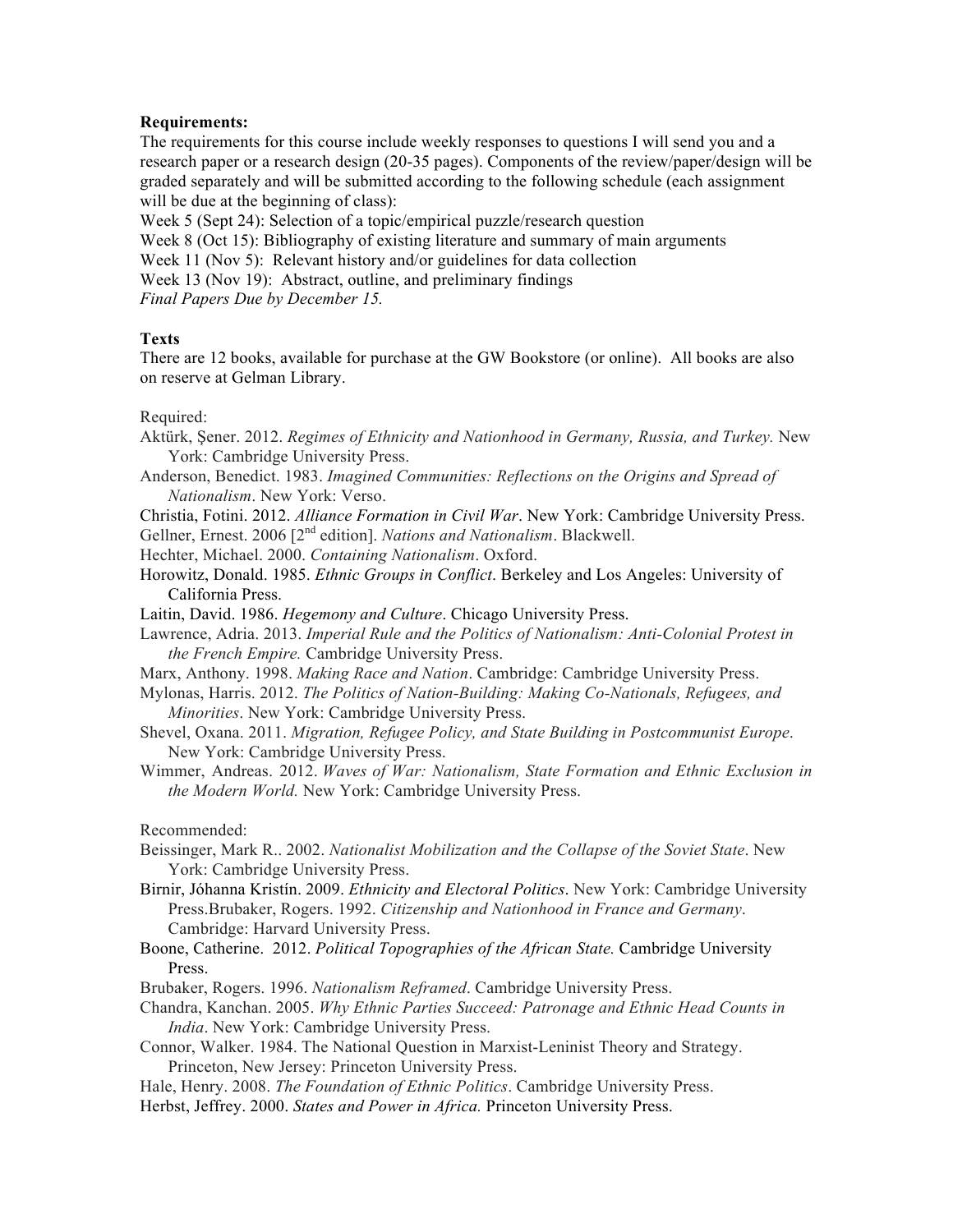**Requirements:**

The requirements for this course include weekly responses to questions I will send you and a research paper or a research design (20-35 pages). Components of the review/paper/design will be graded separately and will be submitted according to the following schedule (each assignment will be due at the beginning of class):

Week 5 (Sept 24): Selection of a topic/empirical puzzle/research question
Week 8 (Oct 15): Bibliography of existing literature and summary of main arguments
Week 11 (Nov 5): Relevant history and/or guidelines for data collection
Week 13 (Nov 19): Abstract, outline, and preliminary findings
*Final Papers Due by December 15.*

**Texts**

There are 12 books, available for purchase at the GW Bookstore (or online). All books are also on reserve at Gelman Library.

Required:

Aktürk, Şener. 2012. *Regimes of Ethnicity and Nationhood in Germany, Russia, and Turkey.* New York: Cambridge University Press.

Anderson, Benedict. 1983. *Imagined Communities: Reflections on the Origins and Spread of Nationalism*. New York: Verso.

Christia, Fotini. 2012. *Alliance Formation in Civil War*. New York: Cambridge University Press.

Gellner, Ernest. 2006 [2nd edition]. *Nations and Nationalism*. Blackwell.

Hechter, Michael. 2000. *Containing Nationalism*. Oxford.

Horowitz, Donald. 1985. *Ethnic Groups in Conflict*. Berkeley and Los Angeles: University of California Press.

Laitin, David. 1986. *Hegemony and Culture*. Chicago University Press.

Lawrence, Adria. 2013. *Imperial Rule and the Politics of Nationalism: Anti-Colonial Protest in the French Empire.* Cambridge University Press.

Marx, Anthony. 1998. *Making Race and Nation*. Cambridge: Cambridge University Press.

Mylonas, Harris. 2012. *The Politics of Nation-Building: Making Co-Nationals, Refugees, and Minorities*. New York: Cambridge University Press.

Shevel, Oxana. 2011. *Migration, Refugee Policy, and State Building in Postcommunist Europe*. New York: Cambridge University Press.

Wimmer, Andreas. 2012. *Waves of War: Nationalism, State Formation and Ethnic Exclusion in the Modern World.* New York: Cambridge University Press.

Recommended:

Beissinger, Mark R.. 2002. *Nationalist Mobilization and the Collapse of the Soviet State*. New York: Cambridge University Press.

Birnir, Jóhanna Kristín. 2009. *Ethnicity and Electoral Politics*. New York: Cambridge University Press.Brubaker, Rogers. 1992. *Citizenship and Nationhood in France and Germany*. Cambridge: Harvard University Press.

Boone, Catherine. 2012. *Political Topographies of the African State.* Cambridge University Press.

Brubaker, Rogers. 1996. *Nationalism Reframed*. Cambridge University Press.

Chandra, Kanchan. 2005. *Why Ethnic Parties Succeed: Patronage and Ethnic Head Counts in India*. New York: Cambridge University Press.

Connor, Walker. 1984. The National Question in Marxist-Leninist Theory and Strategy. Princeton, New Jersey: Princeton University Press.

Hale, Henry. 2008. *The Foundation of Ethnic Politics*. Cambridge University Press.

Herbst, Jeffrey. 2000. *States and Power in Africa.* Princeton University Press.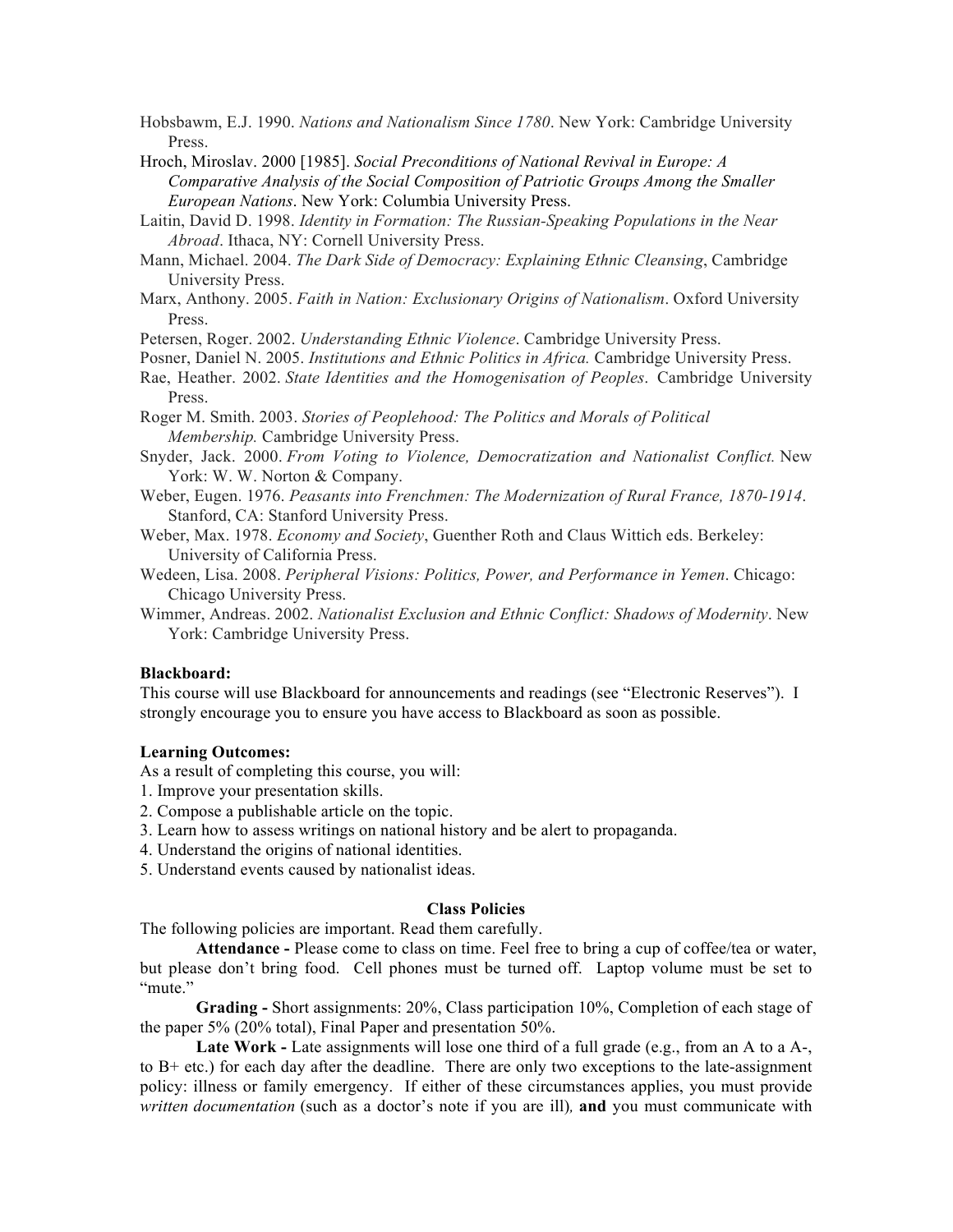Hobsbawm, E.J. 1990. *Nations and Nationalism Since 1780*. New York: Cambridge University Press.

Hroch, Miroslav. 2000 [1985]. *Social Preconditions of National Revival in Europe: A Comparative Analysis of the Social Composition of Patriotic Groups Among the Smaller European Nations*. New York: Columbia University Press.

Laitin, David D. 1998. *Identity in Formation: The Russian-Speaking Populations in the Near Abroad*. Ithaca, NY: Cornell University Press.

Mann, Michael. 2004. *The Dark Side of Democracy: Explaining Ethnic Cleansing*, Cambridge University Press.

Marx, Anthony. 2005. *Faith in Nation: Exclusionary Origins of Nationalism*. Oxford University Press.

Petersen, Roger. 2002. *Understanding Ethnic Violence*. Cambridge University Press.

Posner, Daniel N. 2005. *Institutions and Ethnic Politics in Africa.* Cambridge University Press.

Rae, Heather. 2002. *State Identities and the Homogenisation of Peoples*. Cambridge University Press.

Roger M. Smith. 2003. *Stories of Peoplehood: The Politics and Morals of Political Membership.* Cambridge University Press.

Snyder, Jack. 2000. *From Voting to Violence, Democratization and Nationalist Conflict.* New York: W. W. Norton & Company.

Weber, Eugen. 1976. *Peasants into Frenchmen: The Modernization of Rural France, 1870-1914*. Stanford, CA: Stanford University Press.

Weber, Max. 1978. *Economy and Society*, Guenther Roth and Claus Wittich eds. Berkeley: University of California Press.

Wedeen, Lisa. 2008. *Peripheral Visions: Politics, Power, and Performance in Yemen*. Chicago: Chicago University Press.

Wimmer, Andreas. 2002. *Nationalist Exclusion and Ethnic Conflict: Shadows of Modernity*. New York: Cambridge University Press.

**Blackboard:**

This course will use Blackboard for announcements and readings (see "Electronic Reserves"). I strongly encourage you to ensure you have access to Blackboard as soon as possible.

**Learning Outcomes:**

As a result of completing this course, you will:

1. Improve your presentation skills.
2. Compose a publishable article on the topic.
3. Learn how to assess writings on national history and be alert to propaganda.
4. Understand the origins of national identities.
5. Understand events caused by nationalist ideas.

**Class Policies**

The following policies are important. Read them carefully.

**Attendance -** Please come to class on time. Feel free to bring a cup of coffee/tea or water, but please don't bring food. Cell phones must be turned off. Laptop volume must be set to "mute."

**Grading -** Short assignments: 20%, Class participation 10%, Completion of each stage of the paper 5% (20% total), Final Paper and presentation 50%.

**Late Work -** Late assignments will lose one third of a full grade (e.g., from an A to a A-, to B+ etc.) for each day after the deadline. There are only two exceptions to the late-assignment policy: illness or family emergency. If either of these circumstances applies, you must provide *written documentation* (such as a doctor's note if you are ill)*,* **and** you must communicate with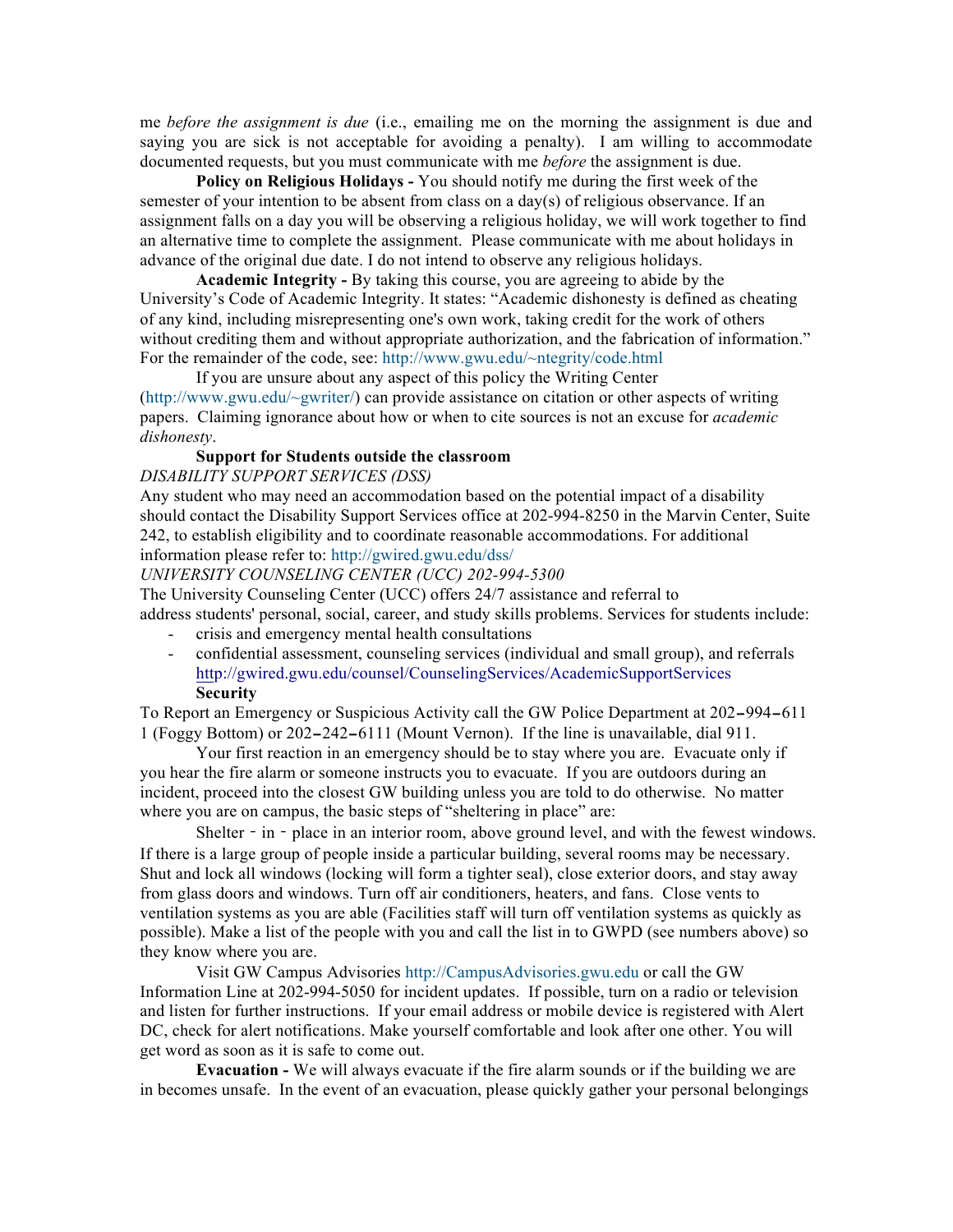me *before the assignment is due* (i.e., emailing me on the morning the assignment is due and saying you are sick is not acceptable for avoiding a penalty). I am willing to accommodate documented requests, but you must communicate with me *before* the assignment is due.

**Policy on Religious Holidays -** You should notify me during the first week of the semester of your intention to be absent from class on a day(s) of religious observance. If an assignment falls on a day you will be observing a religious holiday, we will work together to find an alternative time to complete the assignment. Please communicate with me about holidays in advance of the original due date. I do not intend to observe any religious holidays.

**Academic Integrity -** By taking this course, you are agreeing to abide by the University's Code of Academic Integrity. It states: "Academic dishonesty is defined as cheating of any kind, including misrepresenting one's own work, taking credit for the work of others without crediting them and without appropriate authorization, and the fabrication of information." For the remainder of the code, see: http://www.gwu.edu/~ntegrity/code.html

If you are unsure about any aspect of this policy the Writing Center (http://www.gwu.edu/~gwriter/) can provide assistance on citation or other aspects of writing papers. Claiming ignorance about how or when to cite sources is not an excuse for *academic dishonesty*.

**Support for Students outside the classroom**

*DISABILITY SUPPORT SERVICES (DSS)*

Any student who may need an accommodation based on the potential impact of a disability should contact the Disability Support Services office at 202-994-8250 in the Marvin Center, Suite 242, to establish eligibility and to coordinate reasonable accommodations. For additional information please refer to: http://gwired.gwu.edu/dss/

*UNIVERSITY COUNSELING CENTER (UCC) 202-994-5300*

The University Counseling Center (UCC) offers 24/7 assistance and referral to address students' personal, social, career, and study skills problems. Services for students include:

- crisis and emergency mental health consultations
- confidential assessment, counseling services (individual and small group), and referrals http://gwired.gwu.edu/counsel/CounselingServices/AcademicSupportServices

**Security**

To Report an Emergency or Suspicious Activity call the GW Police Department at 202–994–6111 (Foggy Bottom) or 202–242–6111 (Mount Vernon). If the line is unavailable, dial 911.

Your first reaction in an emergency should be to stay where you are. Evacuate only if you hear the fire alarm or someone instructs you to evacuate. If you are outdoors during an incident, proceed into the closest GW building unless you are told to do otherwise. No matter where you are on campus, the basic steps of "sheltering in place" are:

Shelter - in - place in an interior room, above ground level, and with the fewest windows. If there is a large group of people inside a particular building, several rooms may be necessary. Shut and lock all windows (locking will form a tighter seal), close exterior doors, and stay away from glass doors and windows. Turn off air conditioners, heaters, and fans. Close vents to ventilation systems as you are able (Facilities staff will turn off ventilation systems as quickly as possible). Make a list of the people with you and call the list in to GWPD (see numbers above) so they know where you are.

Visit GW Campus Advisories http://CampusAdvisories.gwu.edu or call the GW Information Line at 202-994-5050 for incident updates. If possible, turn on a radio or television and listen for further instructions. If your email address or mobile device is registered with Alert DC, check for alert notifications. Make yourself comfortable and look after one other. You will get word as soon as it is safe to come out.

**Evacuation -** We will always evacuate if the fire alarm sounds or if the building we are in becomes unsafe. In the event of an evacuation, please quickly gather your personal belongings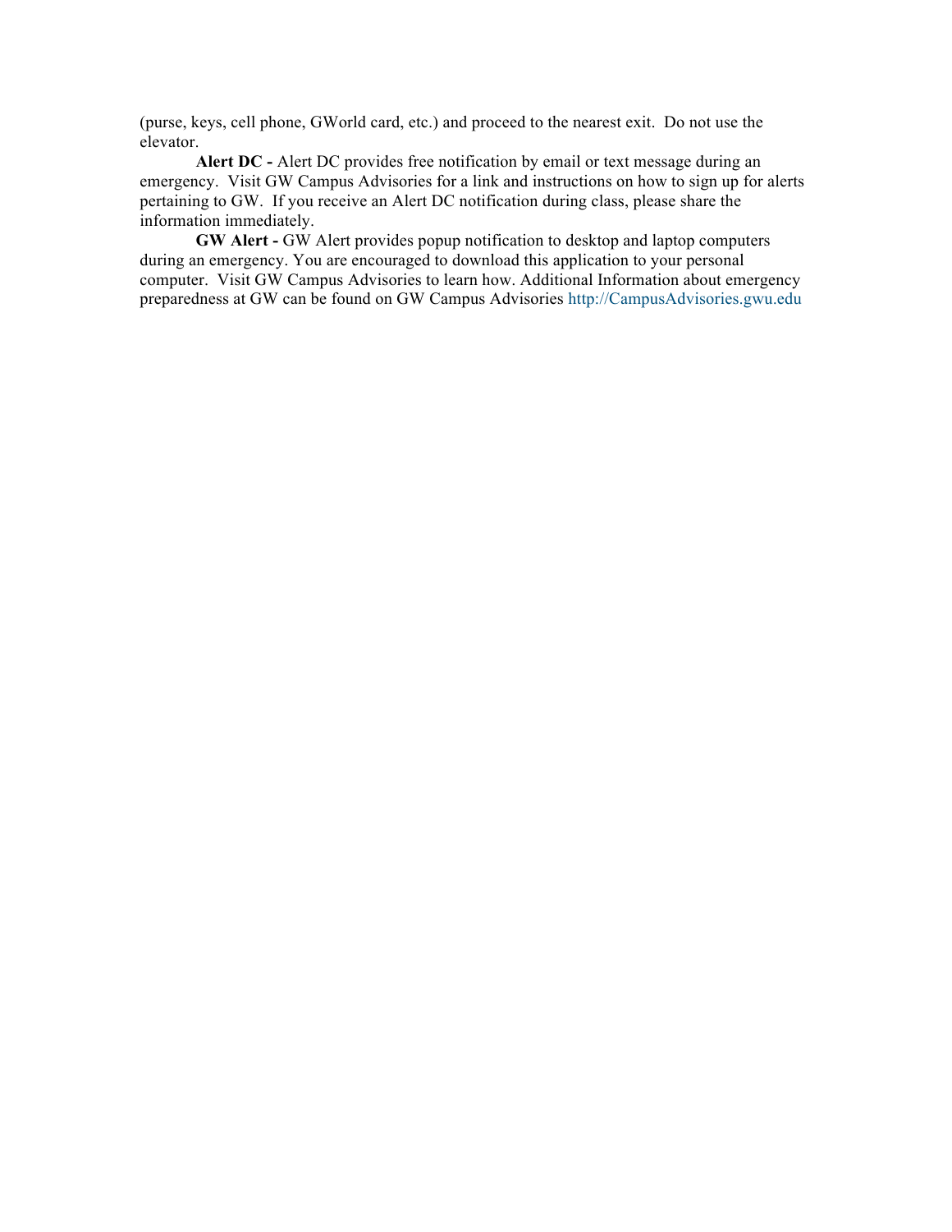(purse, keys, cell phone, GWorld card, etc.) and proceed to the nearest exit. Do not use the elevator.

**Alert DC -** Alert DC provides free notification by email or text message during an emergency. Visit GW Campus Advisories for a link and instructions on how to sign up for alerts pertaining to GW. If you receive an Alert DC notification during class, please share the information immediately.

**GW Alert -** GW Alert provides popup notification to desktop and laptop computers during an emergency. You are encouraged to download this application to your personal computer. Visit GW Campus Advisories to learn how. Additional Information about emergency preparedness at GW can be found on GW Campus Advisories http://CampusAdvisories.gwu.edu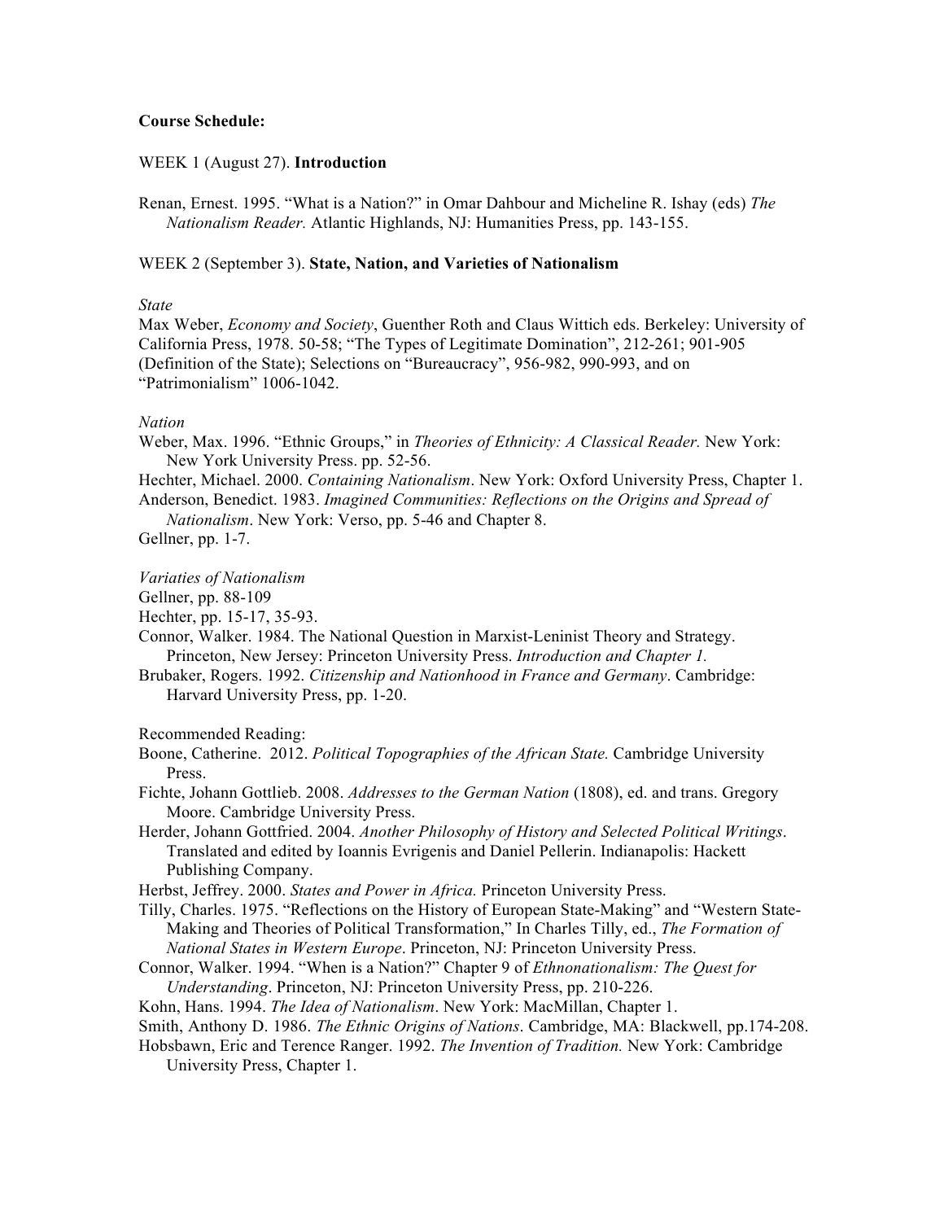**Course Schedule:**

WEEK 1 (August 27). **Introduction**

Renan, Ernest. 1995. "What is a Nation?" in Omar Dahbour and Micheline R. Ishay (eds) *The Nationalism Reader.* Atlantic Highlands, NJ: Humanities Press, pp. 143-155.

WEEK 2 (September 3). **State, Nation, and Varieties of Nationalism**

*State*

Max Weber, *Economy and Society*, Guenther Roth and Claus Wittich eds. Berkeley: University of California Press, 1978. 50-58; "The Types of Legitimate Domination", 212-261; 901-905 (Definition of the State); Selections on "Bureaucracy", 956-982, 990-993, and on "Patrimonialism" 1006-1042.

*Nation*

Weber, Max. 1996. "Ethnic Groups," in *Theories of Ethnicity: A Classical Reader.* New York: New York University Press. pp. 52-56.

Hechter, Michael. 2000. *Containing Nationalism*. New York: Oxford University Press, Chapter 1.

Anderson, Benedict. 1983. *Imagined Communities: Reflections on the Origins and Spread of Nationalism*. New York: Verso, pp. 5-46 and Chapter 8.

Gellner, pp. 1-7.

*Variaties of Nationalism*

Gellner, pp. 88-109

Hechter, pp. 15-17, 35-93.

Connor, Walker. 1984. The National Question in Marxist-Leninist Theory and Strategy. Princeton, New Jersey: Princeton University Press. *Introduction and Chapter 1.*

Brubaker, Rogers. 1992. *Citizenship and Nationhood in France and Germany*. Cambridge: Harvard University Press, pp. 1-20.

Recommended Reading:

Boone, Catherine. 2012. *Political Topographies of the African State.* Cambridge University Press.

Fichte, Johann Gottlieb. 2008. *Addresses to the German Nation* (1808), ed. and trans. Gregory Moore. Cambridge University Press.

Herder, Johann Gottfried. 2004. *Another Philosophy of History and Selected Political Writings*. Translated and edited by Ioannis Evrigenis and Daniel Pellerin. Indianapolis: Hackett Publishing Company.

Herbst, Jeffrey. 2000. *States and Power in Africa.* Princeton University Press.

Tilly, Charles. 1975. "Reflections on the History of European State-Making" and "Western State-Making and Theories of Political Transformation," In Charles Tilly, ed., *The Formation of National States in Western Europe*. Princeton, NJ: Princeton University Press.

Connor, Walker. 1994. "When is a Nation?" Chapter 9 of *Ethnonationalism: The Quest for Understanding*. Princeton, NJ: Princeton University Press, pp. 210-226.

Kohn, Hans. 1994. *The Idea of Nationalism*. New York: MacMillan, Chapter 1.

Smith, Anthony D. 1986. *The Ethnic Origins of Nations*. Cambridge, MA: Blackwell, pp.174-208.

Hobsbawn, Eric and Terence Ranger. 1992. *The Invention of Tradition.* New York: Cambridge University Press, Chapter 1.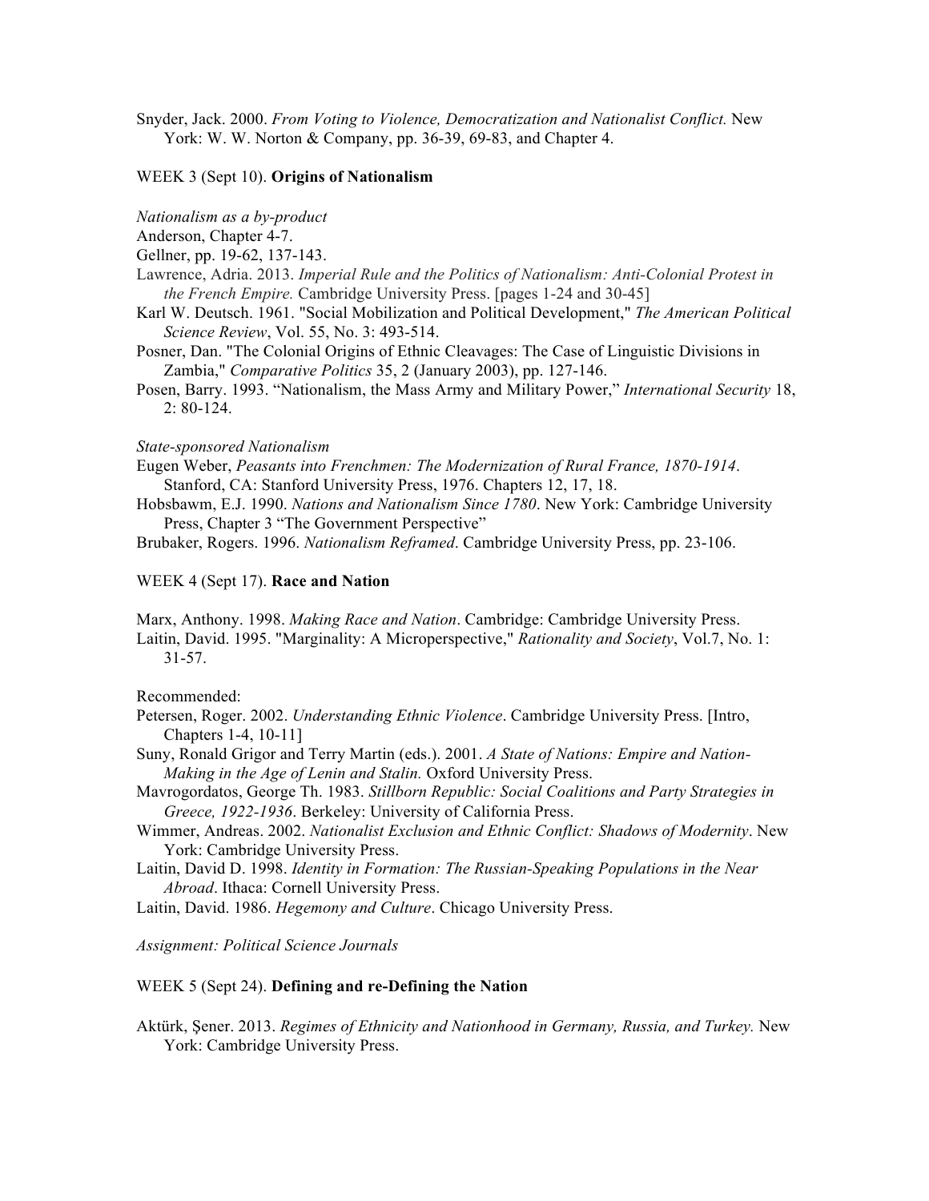Snyder, Jack. 2000. *From Voting to Violence, Democratization and Nationalist Conflict.* New York: W. W. Norton & Company, pp. 36-39, 69-83, and Chapter 4.

WEEK 3 (Sept 10). **Origins of Nationalism**

*Nationalism as a by-product*

Anderson, Chapter 4-7.

Gellner, pp. 19-62, 137-143.

Lawrence, Adria. 2013. *Imperial Rule and the Politics of Nationalism: Anti-Colonial Protest in the French Empire.* Cambridge University Press. [pages 1-24 and 30-45]

Karl W. Deutsch. 1961. "Social Mobilization and Political Development," *The American Political Science Review*, Vol. 55, No. 3: 493-514.

Posner, Dan. "The Colonial Origins of Ethnic Cleavages: The Case of Linguistic Divisions in Zambia," *Comparative Politics* 35, 2 (January 2003), pp. 127-146.

Posen, Barry. 1993. "Nationalism, the Mass Army and Military Power," *International Security* 18, 2: 80-124.

*State-sponsored Nationalism*

Eugen Weber, *Peasants into Frenchmen: The Modernization of Rural France, 1870-1914*. Stanford, CA: Stanford University Press, 1976. Chapters 12, 17, 18.

Hobsbawm, E.J. 1990. *Nations and Nationalism Since 1780*. New York: Cambridge University Press, Chapter 3 "The Government Perspective"

Brubaker, Rogers. 1996. *Nationalism Reframed*. Cambridge University Press, pp. 23-106.

WEEK 4 (Sept 17). **Race and Nation**

Marx, Anthony. 1998. *Making Race and Nation*. Cambridge: Cambridge University Press.

Laitin, David. 1995. "Marginality: A Microperspective," *Rationality and Society*, Vol.7, No. 1: 31-57.

Recommended:

Petersen, Roger. 2002. *Understanding Ethnic Violence*. Cambridge University Press. [Intro, Chapters 1-4, 10-11]

Suny, Ronald Grigor and Terry Martin (eds.). 2001. *A State of Nations: Empire and Nation-Making in the Age of Lenin and Stalin.* Oxford University Press.

Mavrogordatos, George Th. 1983. *Stillborn Republic: Social Coalitions and Party Strategies in Greece, 1922-1936*. Berkeley: University of California Press.

Wimmer, Andreas. 2002. *Nationalist Exclusion and Ethnic Conflict: Shadows of Modernity*. New York: Cambridge University Press.

Laitin, David D. 1998. *Identity in Formation: The Russian-Speaking Populations in the Near Abroad*. Ithaca: Cornell University Press.

Laitin, David. 1986. *Hegemony and Culture*. Chicago University Press.

*Assignment: Political Science Journals*

WEEK 5 (Sept 24). **Defining and re-Defining the Nation**

Aktürk, Şener. 2013. *Regimes of Ethnicity and Nationhood in Germany, Russia, and Turkey.* New York: Cambridge University Press.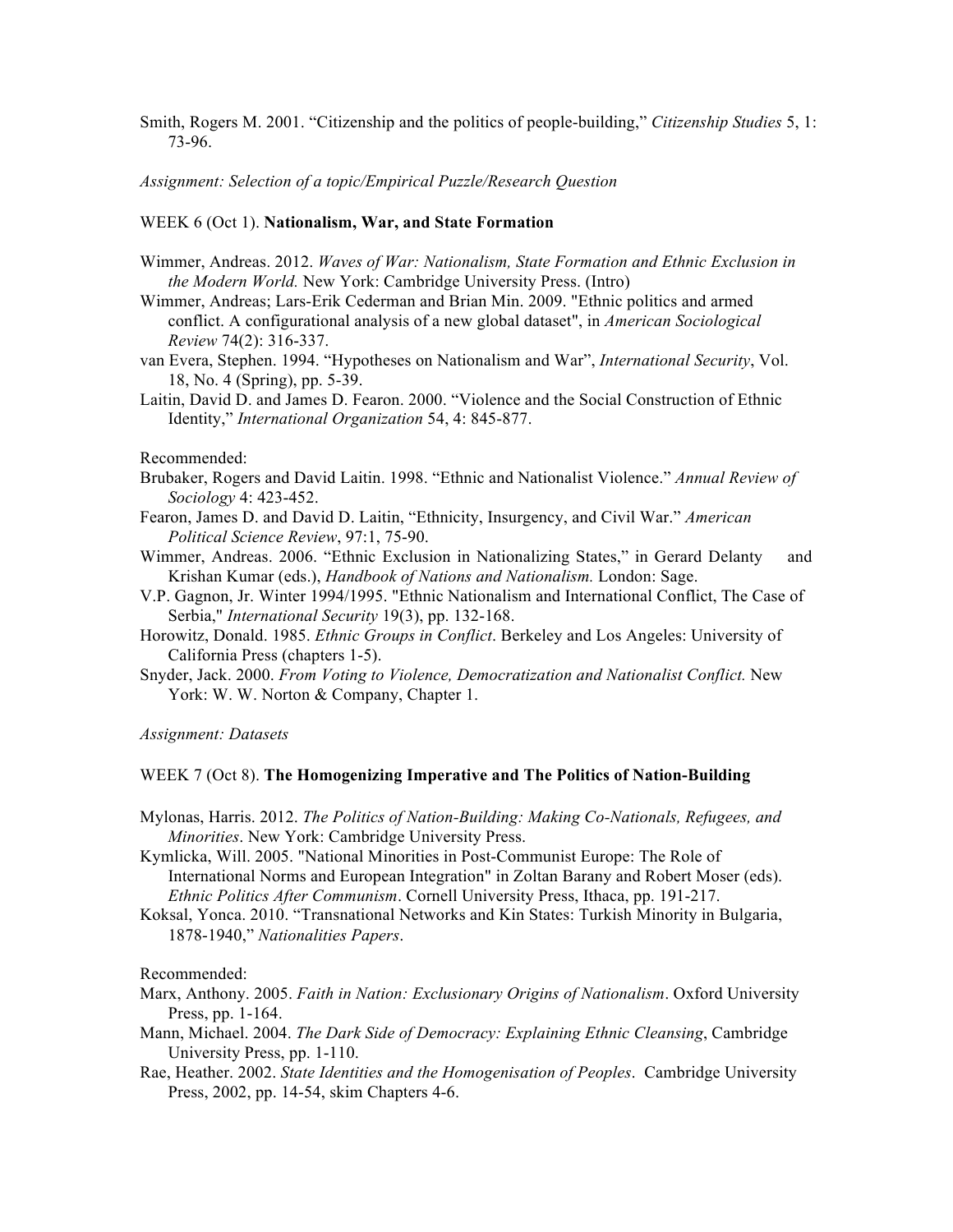Smith, Rogers M. 2001. "Citizenship and the politics of people-building," *Citizenship Studies* 5, 1: 73-96.

*Assignment: Selection of a topic/Empirical Puzzle/Research Question*

WEEK 6 (Oct 1). **Nationalism, War, and State Formation**

Wimmer, Andreas. 2012. *Waves of War: Nationalism, State Formation and Ethnic Exclusion in the Modern World.* New York: Cambridge University Press. (Intro)

Wimmer, Andreas; Lars-Erik Cederman and Brian Min. 2009. "Ethnic politics and armed conflict. A configurational analysis of a new global dataset", in *American Sociological Review* 74(2): 316-337.

van Evera, Stephen. 1994. "Hypotheses on Nationalism and War", *International Security*, Vol. 18, No. 4 (Spring), pp. 5-39.

Laitin, David D. and James D. Fearon. 2000. "Violence and the Social Construction of Ethnic Identity," *International Organization* 54, 4: 845-877.

Recommended:

Brubaker, Rogers and David Laitin. 1998. "Ethnic and Nationalist Violence." *Annual Review of Sociology* 4: 423-452.

Fearon, James D. and David D. Laitin, "Ethnicity, Insurgency, and Civil War." *American Political Science Review*, 97:1, 75-90.

Wimmer, Andreas. 2006. "Ethnic Exclusion in Nationalizing States," in Gerard Delanty and Krishan Kumar (eds.), *Handbook of Nations and Nationalism.* London: Sage.

V.P. Gagnon, Jr. Winter 1994/1995. "Ethnic Nationalism and International Conflict, The Case of Serbia," *International Security* 19(3), pp. 132-168.

Horowitz, Donald. 1985. *Ethnic Groups in Conflict*. Berkeley and Los Angeles: University of California Press (chapters 1-5).

Snyder, Jack. 2000. *From Voting to Violence, Democratization and Nationalist Conflict.* New York: W. W. Norton & Company, Chapter 1.

*Assignment: Datasets*

WEEK 7 (Oct 8). **The Homogenizing Imperative and The Politics of Nation-Building**

Mylonas, Harris. 2012. *The Politics of Nation-Building: Making Co-Nationals, Refugees, and Minorities*. New York: Cambridge University Press.

Kymlicka, Will. 2005. "National Minorities in Post-Communist Europe: The Role of International Norms and European Integration" in Zoltan Barany and Robert Moser (eds). *Ethnic Politics After Communism*. Cornell University Press, Ithaca, pp. 191-217.

Koksal, Yonca. 2010. "Transnational Networks and Kin States: Turkish Minority in Bulgaria, 1878-1940," *Nationalities Papers*.

Recommended:

Marx, Anthony. 2005. *Faith in Nation: Exclusionary Origins of Nationalism*. Oxford University Press, pp. 1-164.

Mann, Michael. 2004. *The Dark Side of Democracy: Explaining Ethnic Cleansing*, Cambridge University Press, pp. 1-110.

Rae, Heather. 2002. *State Identities and the Homogenisation of Peoples*. Cambridge University Press, 2002, pp. 14-54, skim Chapters 4-6.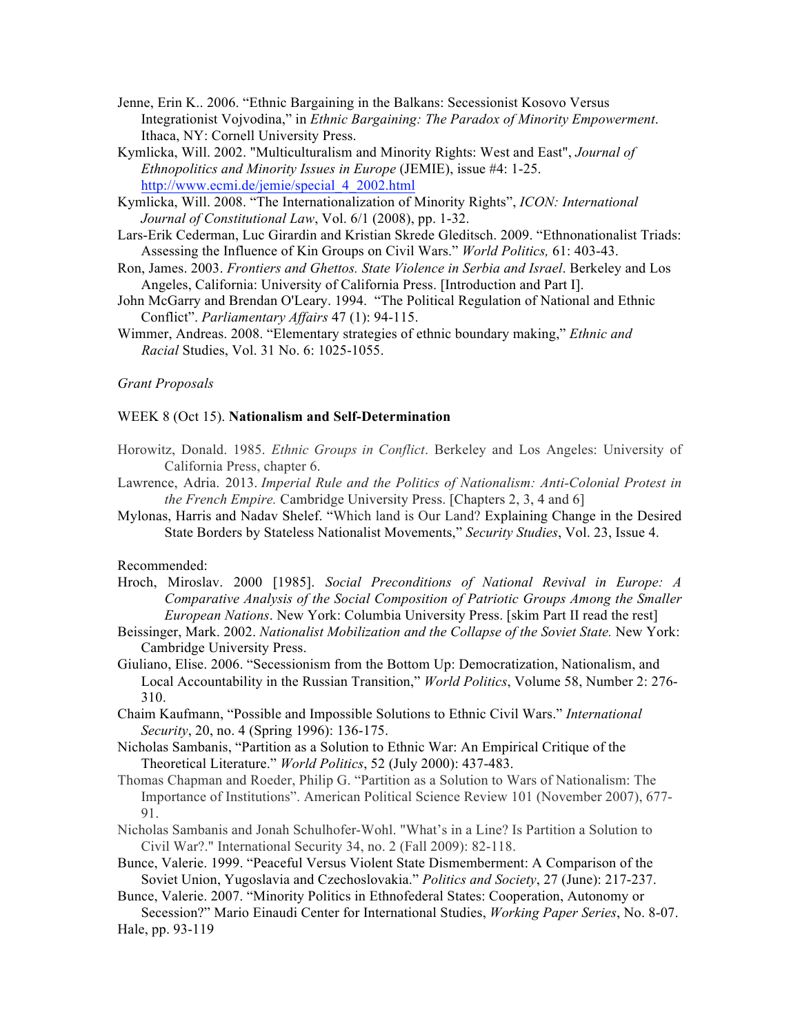Jenne, Erin K.. 2006. "Ethnic Bargaining in the Balkans: Secessionist Kosovo Versus Integrationist Vojvodina," in *Ethnic Bargaining: The Paradox of Minority Empowerment*. Ithaca, NY: Cornell University Press.

Kymlicka, Will. 2002. "Multiculturalism and Minority Rights: West and East", *Journal of Ethnopolitics and Minority Issues in Europe* (JEMIE), issue #4: 1-25. http://www.ecmi.de/jemie/special_4_2002.html

Kymlicka, Will. 2008. "The Internationalization of Minority Rights", *ICON: International Journal of Constitutional Law*, Vol. 6/1 (2008), pp. 1-32.

Lars-Erik Cederman, Luc Girardin and Kristian Skrede Gleditsch. 2009. "Ethnonationalist Triads: Assessing the Influence of Kin Groups on Civil Wars." *World Politics,* 61: 403-43.

Ron, James. 2003. *Frontiers and Ghettos. State Violence in Serbia and Israel*. Berkeley and Los Angeles, California: University of California Press. [Introduction and Part I].

John McGarry and Brendan O'Leary. 1994. "The Political Regulation of National and Ethnic Conflict". *Parliamentary Affairs* 47 (1): 94-115.

Wimmer, Andreas. 2008. "Elementary strategies of ethnic boundary making," *Ethnic and Racial* Studies, Vol. 31 No. 6: 1025-1055.

*Grant Proposals*

WEEK 8 (Oct 15). **Nationalism and Self-Determination**

Horowitz, Donald. 1985. *Ethnic Groups in Conflict*. Berkeley and Los Angeles: University of California Press, chapter 6.

Lawrence, Adria. 2013. *Imperial Rule and the Politics of Nationalism: Anti-Colonial Protest in the French Empire.* Cambridge University Press. [Chapters 2, 3, 4 and 6]

Mylonas, Harris and Nadav Shelef. "Which land is Our Land? Explaining Change in the Desired State Borders by Stateless Nationalist Movements," *Security Studies*, Vol. 23, Issue 4.

Recommended:

Hroch, Miroslav. 2000 [1985]. *Social Preconditions of National Revival in Europe: A Comparative Analysis of the Social Composition of Patriotic Groups Among the Smaller European Nations*. New York: Columbia University Press. [skim Part II read the rest]

Beissinger, Mark. 2002. *Nationalist Mobilization and the Collapse of the Soviet State.* New York: Cambridge University Press.

Giuliano, Elise. 2006. "Secessionism from the Bottom Up: Democratization, Nationalism, and Local Accountability in the Russian Transition," *World Politics*, Volume 58, Number 2: 276-310.

Chaim Kaufmann, "Possible and Impossible Solutions to Ethnic Civil Wars." *International Security*, 20, no. 4 (Spring 1996): 136-175.

Nicholas Sambanis, "Partition as a Solution to Ethnic War: An Empirical Critique of the Theoretical Literature." *World Politics*, 52 (July 2000): 437-483.

Thomas Chapman and Roeder, Philip G. "Partition as a Solution to Wars of Nationalism: The Importance of Institutions". American Political Science Review 101 (November 2007), 677-91.

Nicholas Sambanis and Jonah Schulhofer-Wohl. "What's in a Line? Is Partition a Solution to Civil War?." International Security 34, no. 2 (Fall 2009): 82-118.

Bunce, Valerie. 1999. "Peaceful Versus Violent State Dismemberment: A Comparison of the Soviet Union, Yugoslavia and Czechoslovakia." *Politics and Society*, 27 (June): 217-237.

Bunce, Valerie. 2007. "Minority Politics in Ethnofederal States: Cooperation, Autonomy or Secession?" Mario Einaudi Center for International Studies, *Working Paper Series*, No. 8-07.

Hale, pp. 93-119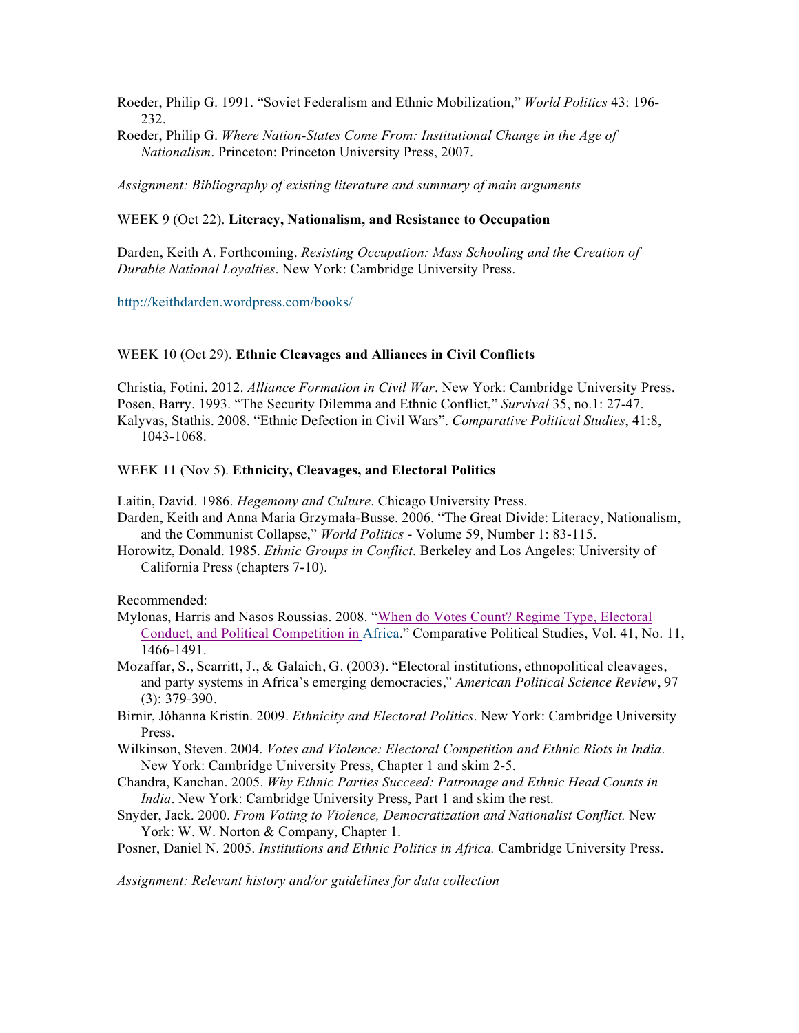Roeder, Philip G. 1991. "Soviet Federalism and Ethnic Mobilization," *World Politics* 43: 196-232.

Roeder, Philip G. *Where Nation-States Come From: Institutional Change in the Age of Nationalism*. Princeton: Princeton University Press, 2007.

*Assignment: Bibliography of existing literature and summary of main arguments*

WEEK 9 (Oct 22). **Literacy, Nationalism, and Resistance to Occupation**

Darden, Keith A. Forthcoming. *Resisting Occupation: Mass Schooling and the Creation of Durable National Loyalties*. New York: Cambridge University Press.

http://keithdarden.wordpress.com/books/

WEEK 10 (Oct 29). **Ethnic Cleavages and Alliances in Civil Conflicts**

Christia, Fotini. 2012. *Alliance Formation in Civil War*. New York: Cambridge University Press.

Posen, Barry. 1993. "The Security Dilemma and Ethnic Conflict," *Survival* 35, no.1: 27-47.

Kalyvas, Stathis. 2008. "Ethnic Defection in Civil Wars". *Comparative Political Studies*, 41:8, 1043-1068.

WEEK 11 (Nov 5). **Ethnicity, Cleavages, and Electoral Politics**

Laitin, David. 1986. *Hegemony and Culture*. Chicago University Press.

Darden, Keith and Anna Maria Grzymała-Busse. 2006. "The Great Divide: Literacy, Nationalism, and the Communist Collapse," *World Politics* - Volume 59, Number 1: 83-115.

Horowitz, Donald. 1985. *Ethnic Groups in Conflict*. Berkeley and Los Angeles: University of California Press (chapters 7-10).

Recommended:

Mylonas, Harris and Nasos Roussias. 2008. "When do Votes Count? Regime Type, Electoral Conduct, and Political Competition in Africa." Comparative Political Studies, Vol. 41, No. 11, 1466-1491.

Mozaffar, S., Scarritt, J., & Galaich, G. (2003). "Electoral institutions, ethnopolitical cleavages, and party systems in Africa's emerging democracies," *American Political Science Review*, 97 (3): 379-390.

Birnir, Jóhanna Kristín. 2009. *Ethnicity and Electoral Politics*. New York: Cambridge University Press.

Wilkinson, Steven. 2004. *Votes and Violence: Electoral Competition and Ethnic Riots in India*. New York: Cambridge University Press, Chapter 1 and skim 2-5.

Chandra, Kanchan. 2005. *Why Ethnic Parties Succeed: Patronage and Ethnic Head Counts in India*. New York: Cambridge University Press, Part 1 and skim the rest.

Snyder, Jack. 2000. *From Voting to Violence, Democratization and Nationalist Conflict.* New York: W. W. Norton & Company, Chapter 1.

Posner, Daniel N. 2005. *Institutions and Ethnic Politics in Africa.* Cambridge University Press.

*Assignment: Relevant history and/or guidelines for data collection*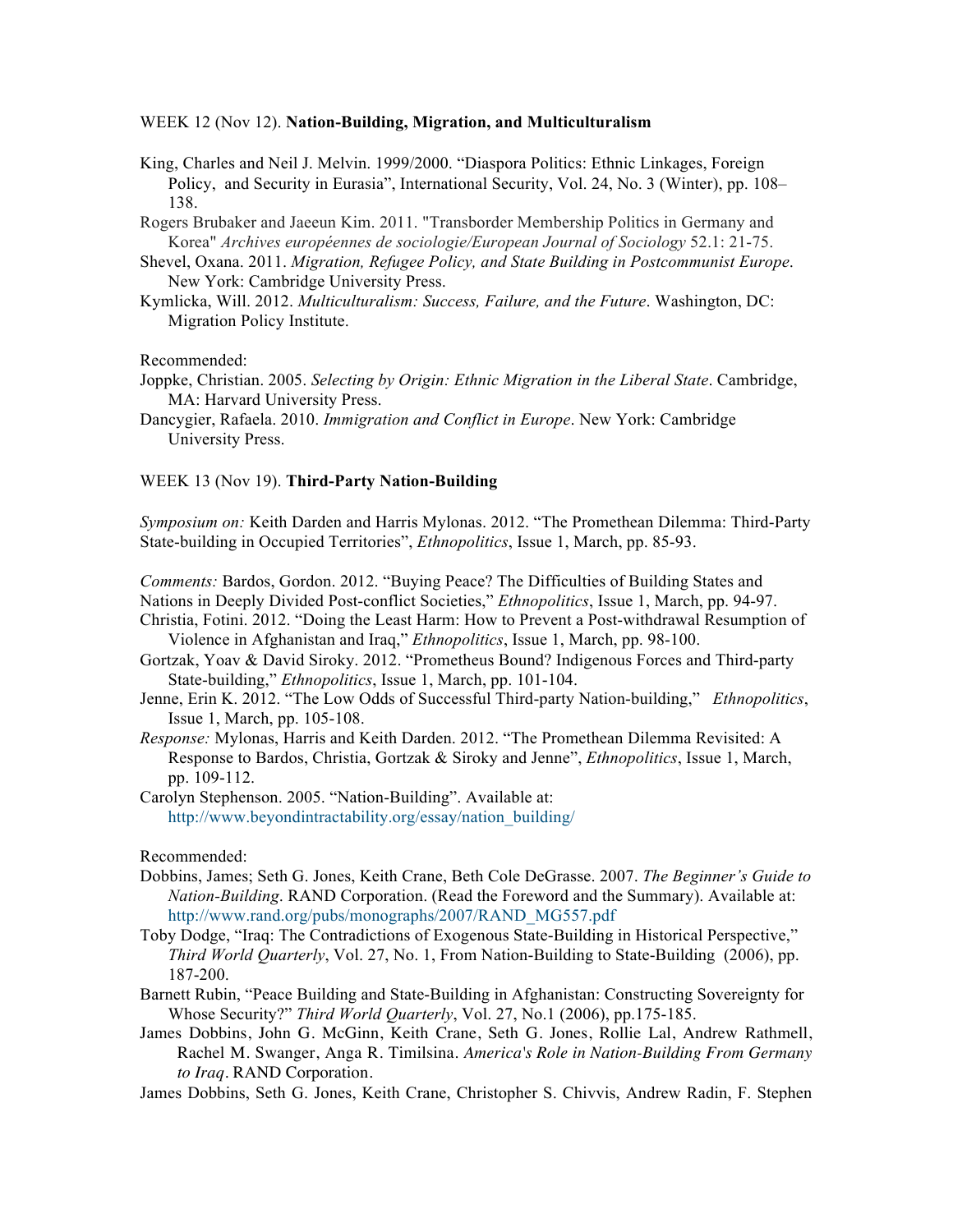WEEK 12 (Nov 12). **Nation-Building, Migration, and Multiculturalism**

King, Charles and Neil J. Melvin. 1999/2000. "Diaspora Politics: Ethnic Linkages, Foreign Policy, and Security in Eurasia", International Security, Vol. 24, No. 3 (Winter), pp. 108–138.

Rogers Brubaker and Jaeeun Kim. 2011. "Transborder Membership Politics in Germany and Korea" *Archives européennes de sociologie/European Journal of Sociology* 52.1: 21-75.

Shevel, Oxana. 2011. *Migration, Refugee Policy, and State Building in Postcommunist Europe*. New York: Cambridge University Press.

Kymlicka, Will. 2012. *Multiculturalism: Success, Failure, and the Future*. Washington, DC: Migration Policy Institute.

Recommended:

Joppke, Christian. 2005. *Selecting by Origin: Ethnic Migration in the Liberal State*. Cambridge, MA: Harvard University Press.

Dancygier, Rafaela. 2010. *Immigration and Conflict in Europe*. New York: Cambridge University Press.

WEEK 13 (Nov 19). **Third-Party Nation-Building**

*Symposium on:* Keith Darden and Harris Mylonas. 2012. "The Promethean Dilemma: Third-Party State-building in Occupied Territories", *Ethnopolitics*, Issue 1, March, pp. 85-93.

*Comments:* Bardos, Gordon. 2012. "Buying Peace? The Difficulties of Building States and Nations in Deeply Divided Post-conflict Societies," *Ethnopolitics*, Issue 1, March, pp. 94-97.

Christia, Fotini. 2012. "Doing the Least Harm: How to Prevent a Post-withdrawal Resumption of Violence in Afghanistan and Iraq," *Ethnopolitics*, Issue 1, March, pp. 98-100.

Gortzak, Yoav & David Siroky. 2012. "Prometheus Bound? Indigenous Forces and Third-party State-building," *Ethnopolitics*, Issue 1, March, pp. 101-104.

Jenne, Erin K. 2012. "The Low Odds of Successful Third-party Nation-building," *Ethnopolitics*, Issue 1, March, pp. 105-108.

*Response:* Mylonas, Harris and Keith Darden. 2012. "The Promethean Dilemma Revisited: A Response to Bardos, Christia, Gortzak & Siroky and Jenne", *Ethnopolitics*, Issue 1, March, pp. 109-112.

Carolyn Stephenson. 2005. "Nation-Building". Available at: http://www.beyondintractability.org/essay/nation_building/

Recommended:

Dobbins, James; Seth G. Jones, Keith Crane, Beth Cole DeGrasse. 2007. *The Beginner's Guide to Nation-Building*. RAND Corporation. (Read the Foreword and the Summary). Available at: http://www.rand.org/pubs/monographs/2007/RAND_MG557.pdf

Toby Dodge, "Iraq: The Contradictions of Exogenous State-Building in Historical Perspective," *Third World Quarterly*, Vol. 27, No. 1, From Nation-Building to State-Building (2006), pp. 187-200.

Barnett Rubin, "Peace Building and State-Building in Afghanistan: Constructing Sovereignty for Whose Security?" *Third World Quarterly*, Vol. 27, No.1 (2006), pp.175-185.

James Dobbins, John G. McGinn, Keith Crane, Seth G. Jones, Rollie Lal, Andrew Rathmell, Rachel M. Swanger, Anga R. Timilsina. *America's Role in Nation-Building From Germany to Iraq*. RAND Corporation.

James Dobbins, Seth G. Jones, Keith Crane, Christopher S. Chivvis, Andrew Radin, F. Stephen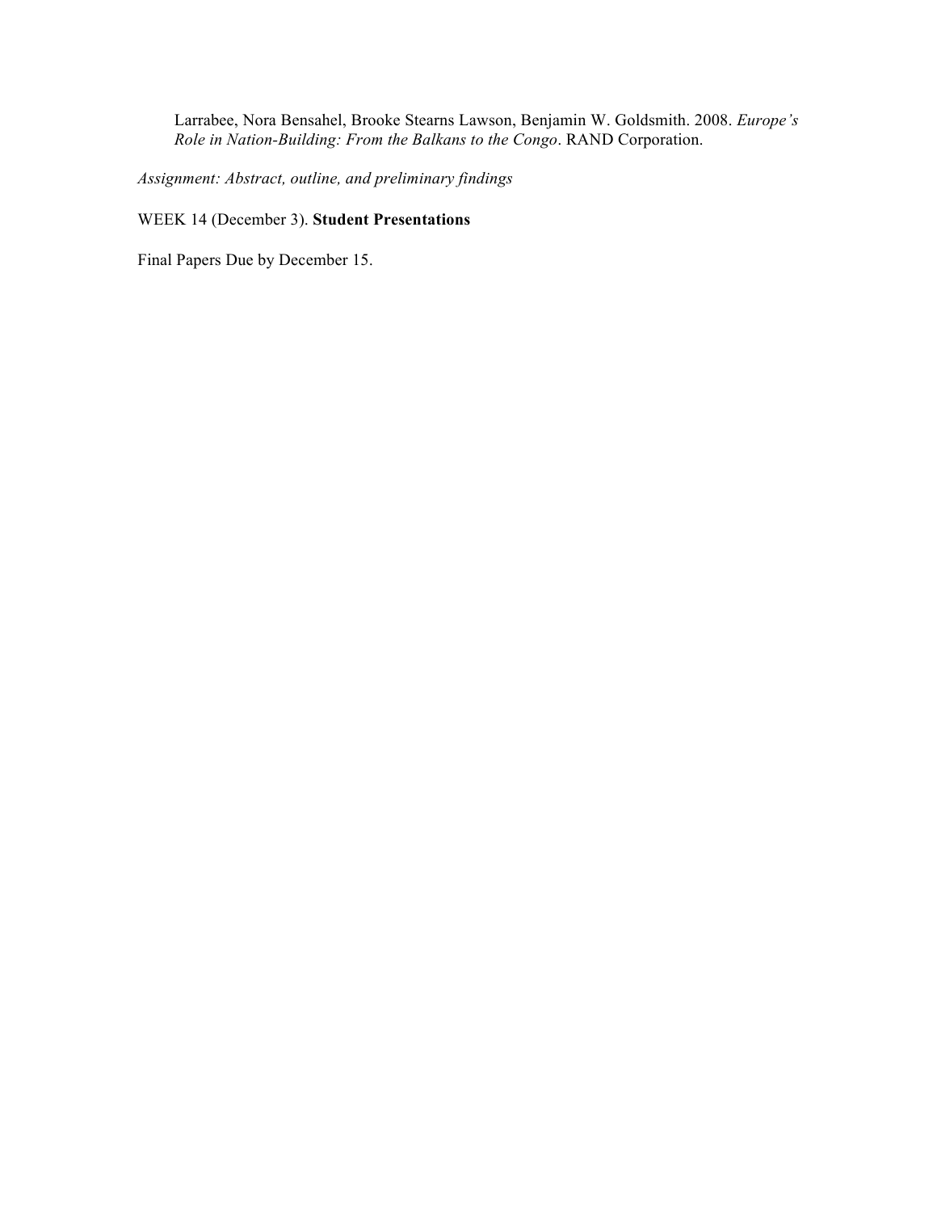Larrabee, Nora Bensahel, Brooke Stearns Lawson, Benjamin W. Goldsmith. 2008. *Europe's Role in Nation-Building: From the Balkans to the Congo*. RAND Corporation.

*Assignment: Abstract, outline, and preliminary findings*

WEEK 14 (December 3). **Student Presentations**

Final Papers Due by December 15.